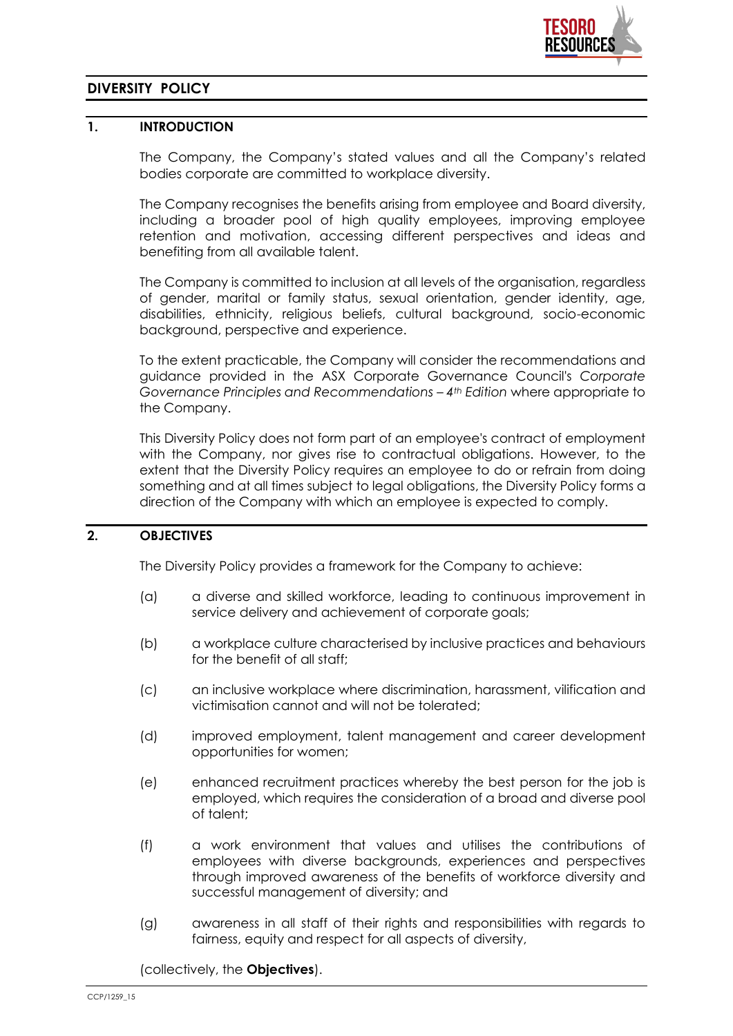# DIVERSITY POLICY

## 1. INTRODUCTION

The Company, the Company's stated values and all the Company's related bodies corporate are committed to workplace diversity.

The Company recognises the benefits arising from employee and Board diversity, including a broader pool of high quality employees, improving employee retention and motivation, accessing different perspectives and ideas and benefiting from all available talent.

The Company is committed to inclusion at all levels of the organisation, regardless of gender, marital or family status, sexual orientation, gender identity, age, disabilities, ethnicity, religious beliefs, cultural background, socio-economic background, perspective and experience.

To the extent practicable, the Company will consider the recommendations and guidance provided in the ASX Corporate Governance Council's *Corporate Governance Principles and Recommendations – 4th Edition* where appropriate to the Company.

This Diversity Policy does not form part of an employee's contract of employment with the Company, nor gives rise to contractual obligations. However, to the extent that the Diversity Policy requires an employee to do or refrain from doing something and at all times subject to legal obligations, the Diversity Policy forms a direction of the Company with which an employee is expected to comply.

## 2. OBJECTIVES

The Diversity Policy provides a framework for the Company to achieve:

(a) a diverse and skilled workforce, leading to continuous improvement in service delivery and achievement of corporate goals;

(b) a workplace culture characterised by inclusive practices and behaviours for the benefit of all staff;

(c) an inclusive workplace where discrimination, harassment, vilification and victimisation cannot and will not be tolerated;

(d) improved employment, talent management and career development opportunities for women;

(e) enhanced recruitment practices whereby the best person for the job is employed, which requires the consideration of a broad and diverse pool of talent;

(f) a work environment that values and utilises the contributions of employees with diverse backgrounds, experiences and perspectives through improved awareness of the benefits of workforce diversity and successful management of diversity; and

(g) awareness in all staff of their rights and responsibilities with regards to fairness, equity and respect for all aspects of diversity,

(collectively, the **Objectives**).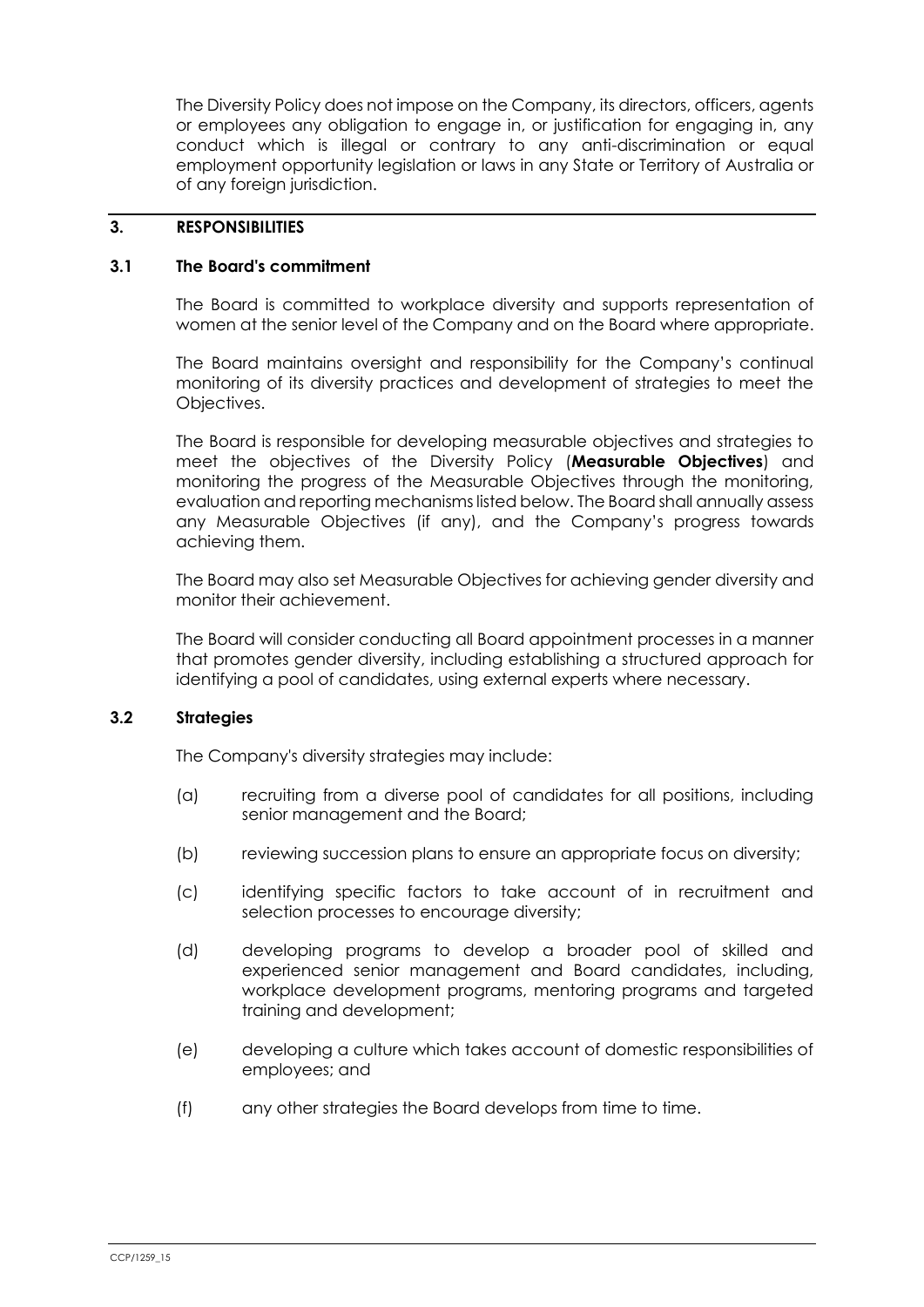The Diversity Policy does not impose on the Company, its directors, officers, agents or employees any obligation to engage in, or justification for engaging in, any conduct which is illegal or contrary to any anti-discrimination or equal employment opportunity legislation or laws in any State or Territory of Australia or of any foreign jurisdiction.

## 3. RESPONSIBILITIES

### 3.1 The Board's commitment

The Board is committed to workplace diversity and supports representation of women at the senior level of the Company and on the Board where appropriate.

The Board maintains oversight and responsibility for the Company's continual monitoring of its diversity practices and development of strategies to meet the Objectives.

The Board is responsible for developing measurable objectives and strategies to meet the objectives of the Diversity Policy (**Measurable Objectives**) and monitoring the progress of the Measurable Objectives through the monitoring, evaluation and reporting mechanisms listed below. The Board shall annually assess any Measurable Objectives (if any), and the Company's progress towards achieving them.

The Board may also set Measurable Objectives for achieving gender diversity and monitor their achievement.

The Board will consider conducting all Board appointment processes in a manner that promotes gender diversity, including establishing a structured approach for identifying a pool of candidates, using external experts where necessary.

### 3.2 Strategies

The Company's diversity strategies may include:

(a) recruiting from a diverse pool of candidates for all positions, including senior management and the Board;

(b) reviewing succession plans to ensure an appropriate focus on diversity;

(c) identifying specific factors to take account of in recruitment and selection processes to encourage diversity;

(d) developing programs to develop a broader pool of skilled and experienced senior management and Board candidates, including, workplace development programs, mentoring programs and targeted training and development;

(e) developing a culture which takes account of domestic responsibilities of employees; and

(f) any other strategies the Board develops from time to time.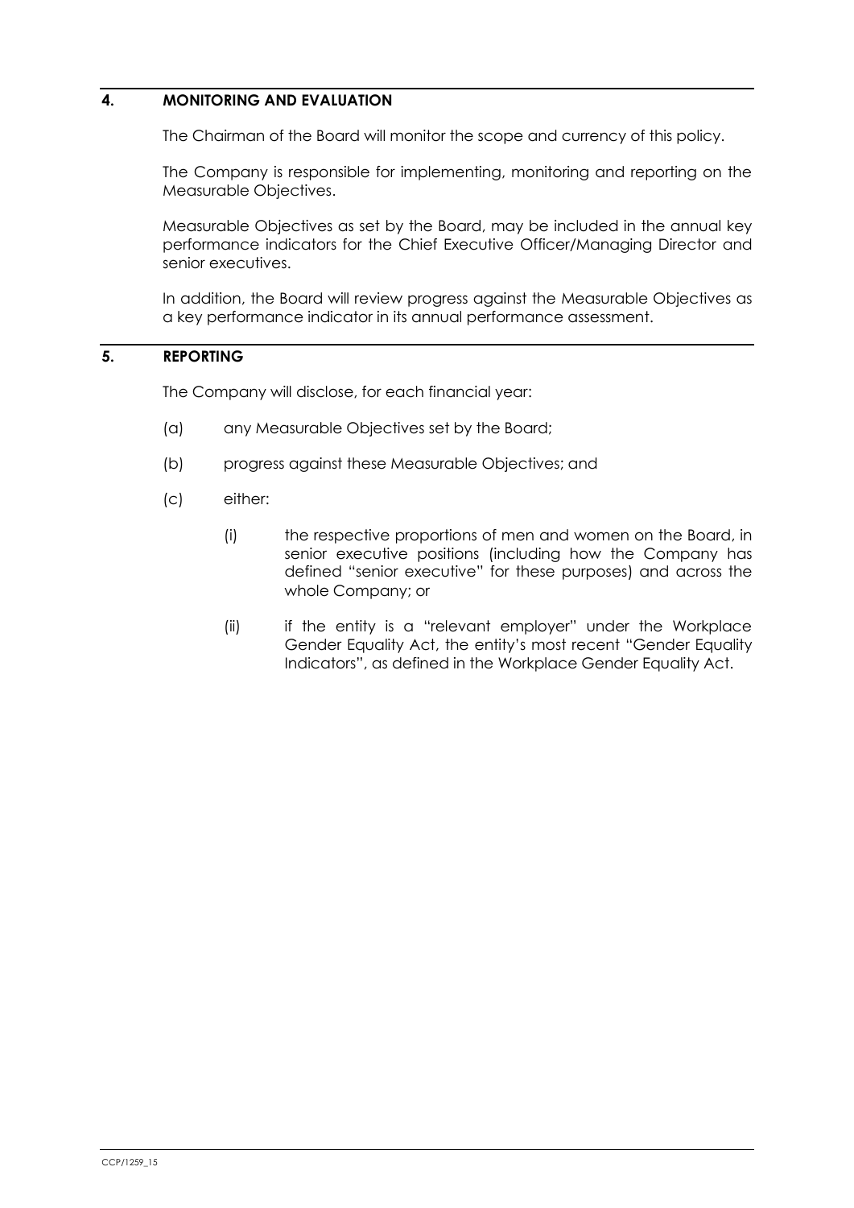## 4. MONITORING AND EVALUATION

The Chairman of the Board will monitor the scope and currency of this policy.

The Company is responsible for implementing, monitoring and reporting on the Measurable Objectives.

Measurable Objectives as set by the Board, may be included in the annual key performance indicators for the Chief Executive Officer/Managing Director and senior executives.

In addition, the Board will review progress against the Measurable Objectives as a key performance indicator in its annual performance assessment.

## 5. REPORTING

The Company will disclose, for each financial year:

(a) any Measurable Objectives set by the Board;

(b) progress against these Measurable Objectives; and

(c) either:

 (i) the respective proportions of men and women on the Board, in senior executive positions (including how the Company has defined "senior executive" for these purposes) and across the whole Company; or

 (ii) if the entity is a "relevant employer" under the Workplace Gender Equality Act, the entity's most recent "Gender Equality Indicators", as defined in the Workplace Gender Equality Act.